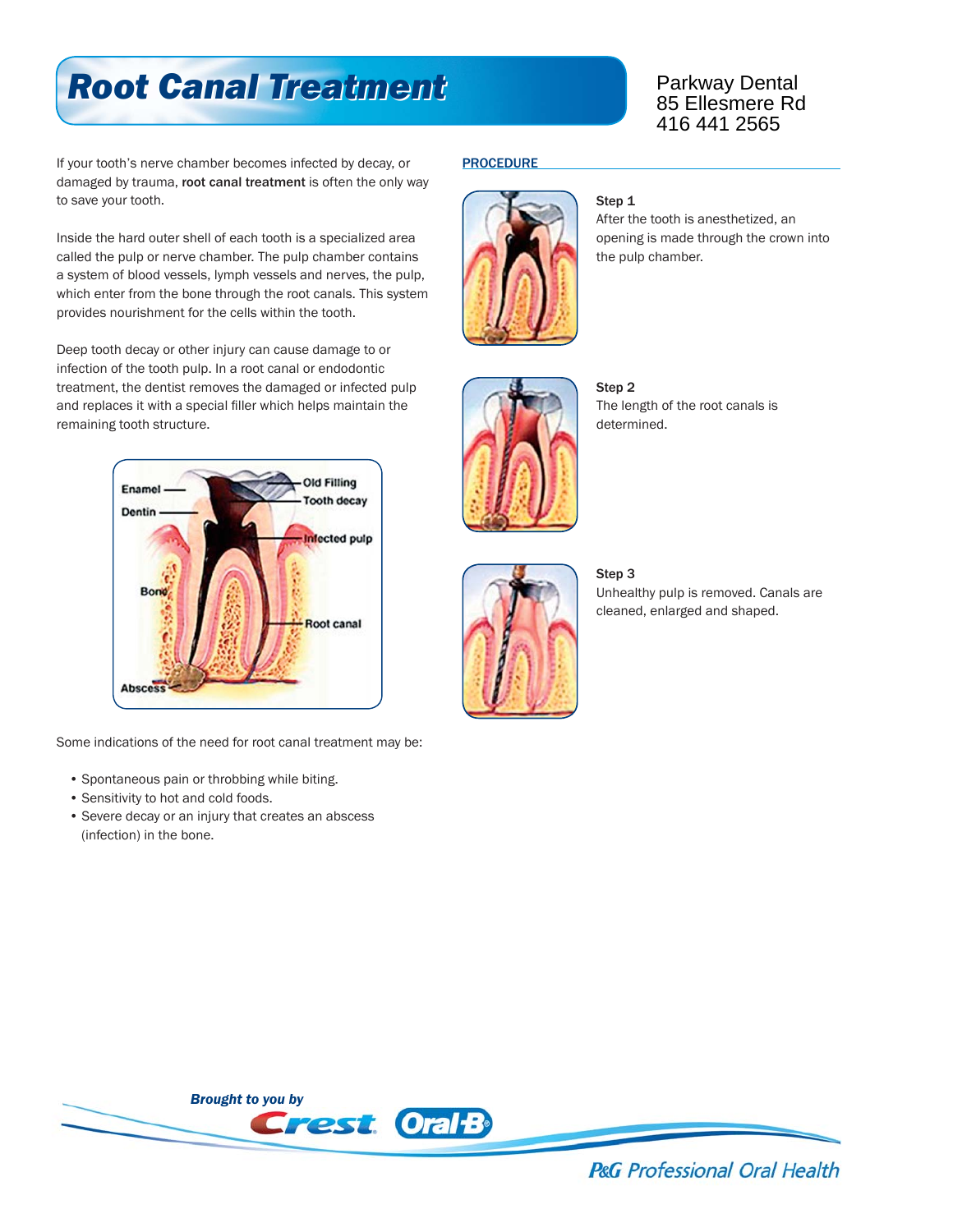# Root Canal Treatment

Parkway Dental
85 Ellesmere Rd
416 441 2565

If your tooth's nerve chamber becomes infected by decay, or damaged by trauma, **root canal treatment** is often the only way to save your tooth.

Inside the hard outer shell of each tooth is a specialized area called the pulp or nerve chamber. The pulp chamber contains a system of blood vessels, lymph vessels and nerves, the pulp, which enter from the bone through the root canals. This system provides nourishment for the cells within the tooth.

Deep tooth decay or other injury can cause damage to or infection of the tooth pulp. In a root canal or endodontic treatment, the dentist removes the damaged or infected pulp and replaces it with a special filler which helps maintain the remaining tooth structure.

Enamel
Dentin
Old Filling
Tooth decay
Infected pulp
Bone
Root canal
Abscess

Some indications of the need for root canal treatment may be:

- Spontaneous pain or throbbing while biting.
- Sensitivity to hot and cold foods.
- Severe decay or an injury that creates an abscess (infection) in the bone.

## PROCEDURE

**Step 1**
After the tooth is anesthetized, an opening is made through the crown into the pulp chamber.

**Step 2**
The length of the root canals is determined.

**Step 3**
Unhealthy pulp is removed. Canals are cleaned, enlarged and shaped.

*Brought to you by* Crest Oral-B

P&G Professional Oral Health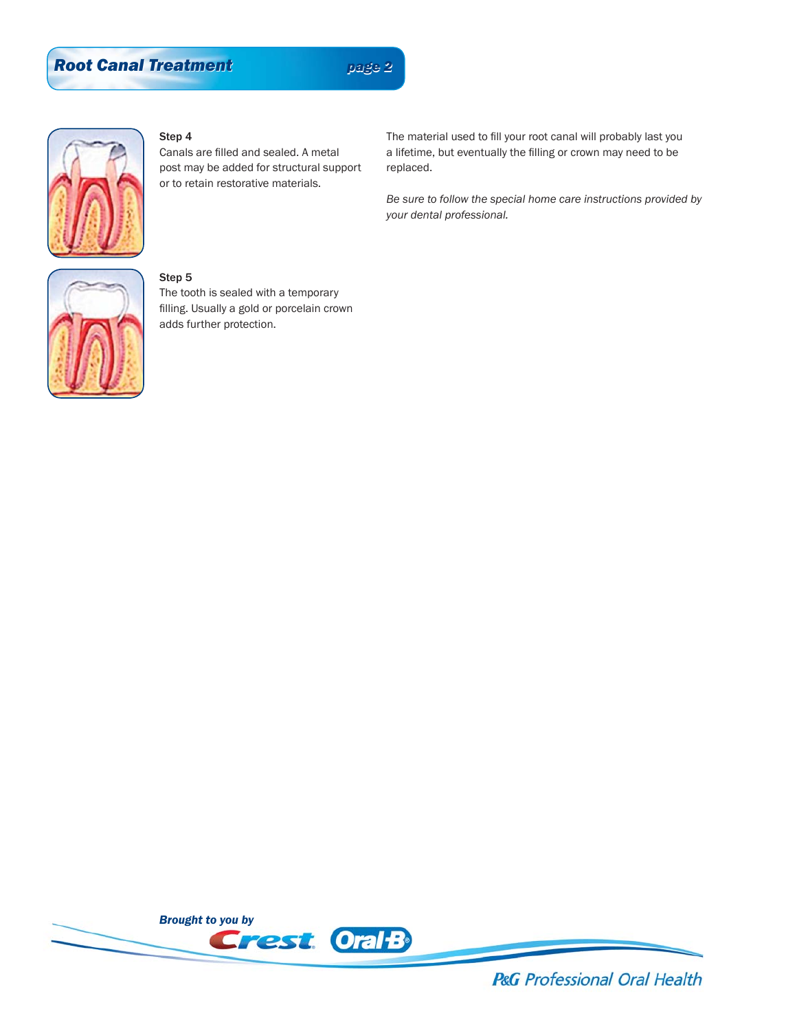# Root Canal Treatment

**Step 4**

Canals are filled and sealed. A metal post may be added for structural support or to retain restorative materials.

**Step 5**

The tooth is sealed with a temporary filling. Usually a gold or porcelain crown adds further protection.

The material used to fill your root canal will probably last you a lifetime, but eventually the filling or crown may need to be replaced.

*Be sure to follow the special home care instructions provided by your dental professional.*

*Brought to you by* Crest Oral-B

P&G Professional Oral Health